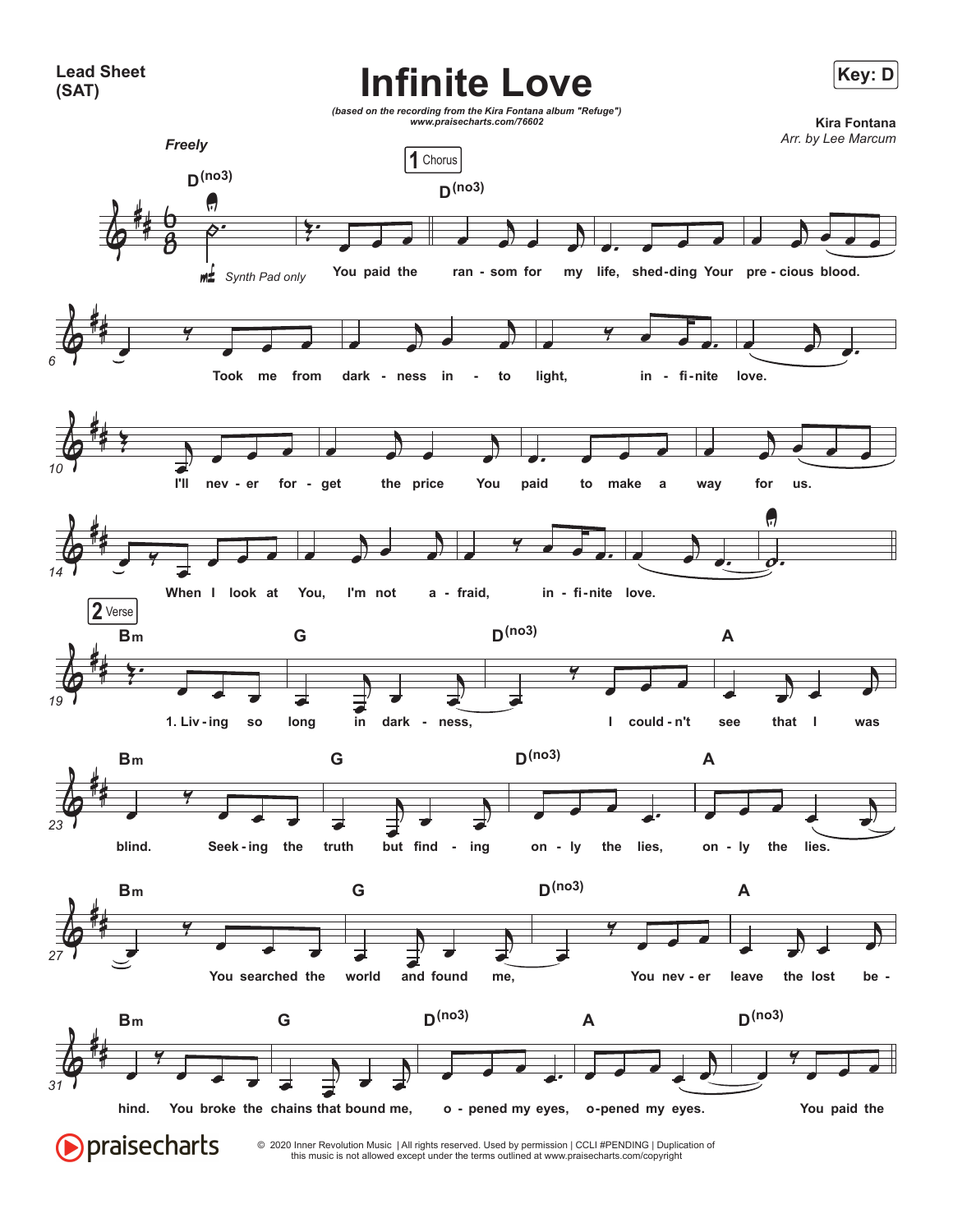**Lead Sheet (SAT)**

# Infinite Love

*(based on the recording from the Kira Fontana album "Refuge")*
*www.praisecharts.com/76602*

**Key: D**

**Kira Fontana**
*Arr. by Lee Marcum*

*Freely*

D(no3) — *Synth Pad only*

**1 Chorus**

D(no3)

You paid the ransom for my life, shedding Your precious blood.
Took me from darkness into light, infinite love.
I'll never forget the price You paid to make a way for us.
When I look at You, I'm not afraid, infinite love.

**2 Verse**

Bm G D(no3) A
1. Living so long in darkness, I couldn't see that I was
Bm G D(no3) A
blind. Seeking the truth but finding only the lies, only the lies.
Bm G D(no3) A
You searched the world and found me, You never leave the lost be-
Bm G D(no3) A D(no3)
hind. You broke the chains that bound me, opened my eyes, opened my eyes. You paid the

© 2020 Inner Revolution Music | All rights reserved. Used by permission | CCLI #PENDING | Duplication of this music is not allowed except under the terms outlined at www.praisecharts.com/copyright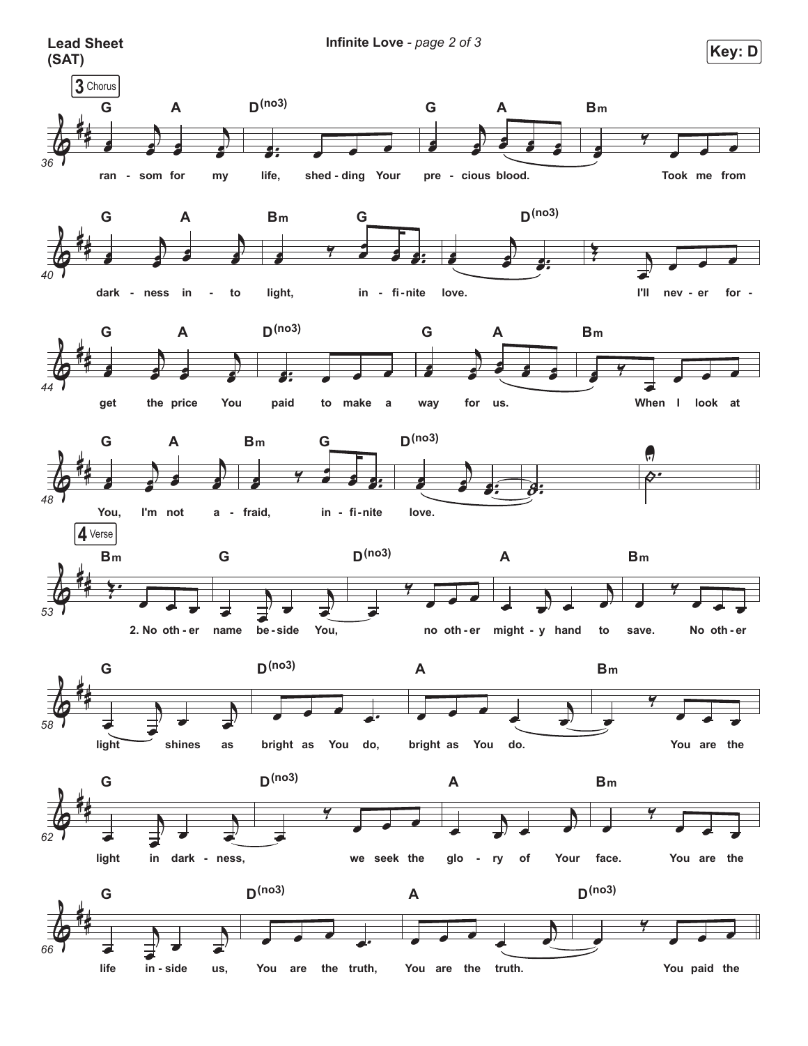**Lead Sheet (SAT)**

**Key: D**

**3 Chorus**

| G | A | D(no3) | | G | A | Bm |
|---|---|---|---|---|---|---|

ran - som for my life, shed - ding Your pre - cious blood. Took me from

| G | A | Bm | G | D(no3) |
|---|---|---|---|---|

dark - ness in - to light, in - fi - nite love. I'll nev - er for -

| G | A | D(no3) | G | A | Bm |
|---|---|---|---|---|---|

get the price You paid to make a way for us. When I look at

| G | A | Bm | G | D(no3) |
|---|---|---|---|---|

You, I'm not a - fraid, in - fi - nite love.

**4 Verse**

| Bm | G | D(no3) | A | Bm |
|---|---|---|---|---|

2. No oth - er name be - side You, no oth - er might - y hand to save. No oth - er

| G | D(no3) | A | Bm |
|---|---|---|---|

light shines as bright as You do, bright as You do. You are the

| G | D(no3) | A | Bm |
|---|---|---|---|

light in dark - ness, we seek the glo - ry of Your face. You are the

| G | D(no3) | A | D(no3) |
|---|---|---|---|

life in - side us, You are the truth, You are the truth. You paid the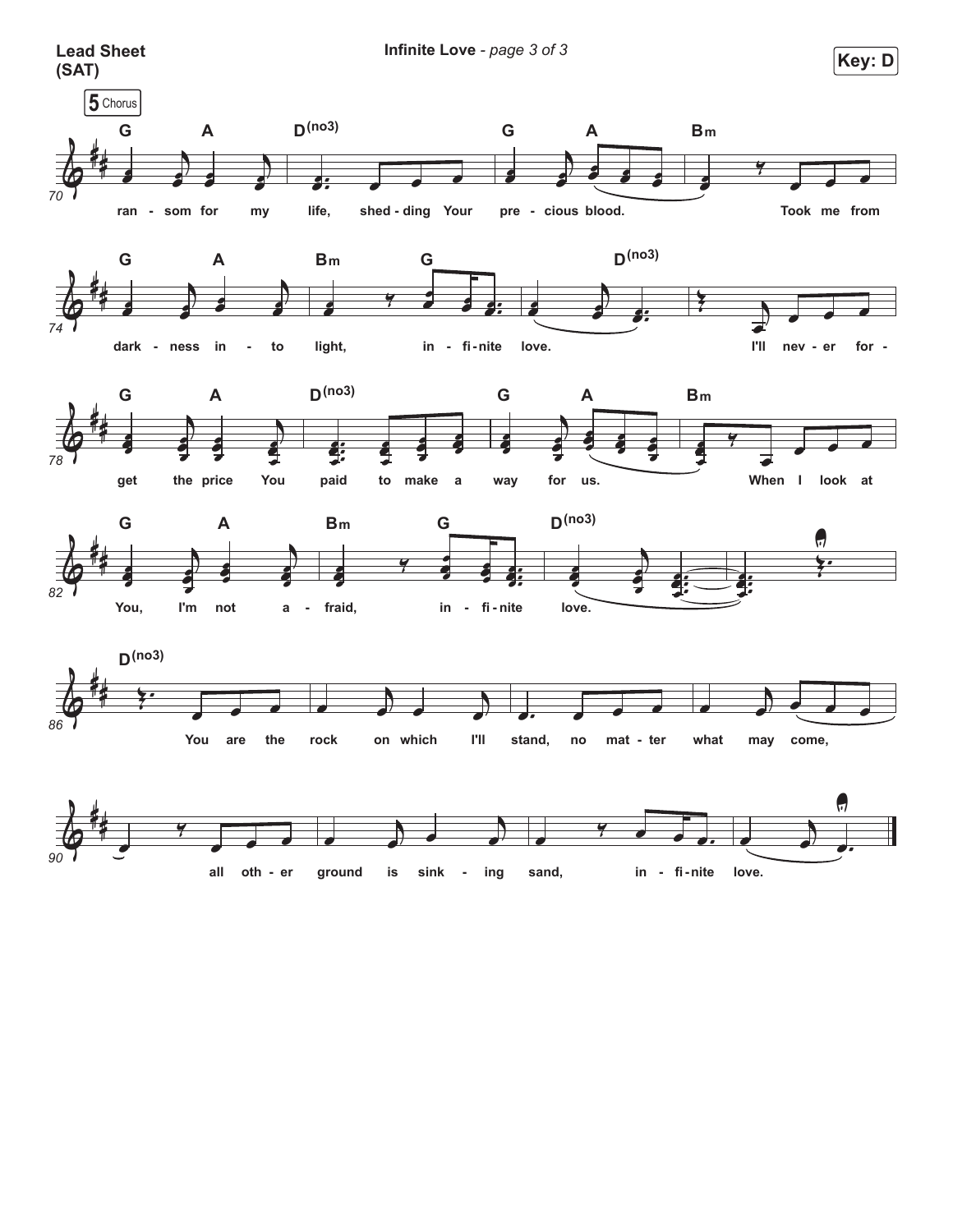**Lead Sheet (SAT)**

**Infinite Love** - *page 3 of 3*

**Key: D**

**5** Chorus

70 G A D(no3) G A Bm

ran - som for my life, shed - ding Your pre - cious blood. Took me from

74 G A Bm G D(no3)

dark - ness in - to light, in - fi - nite love. I'll nev - er for -

78 G A D(no3) G A Bm

get the price You paid to make a way for us. When I look at

82 G A Bm G D(no3)

You, I'm not a - fraid, in - fi - nite love.

86 D(no3)

You are the rock on which I'll stand, no mat - ter what may come,

90

all oth - er ground is sink - ing sand, in - fi - nite love.